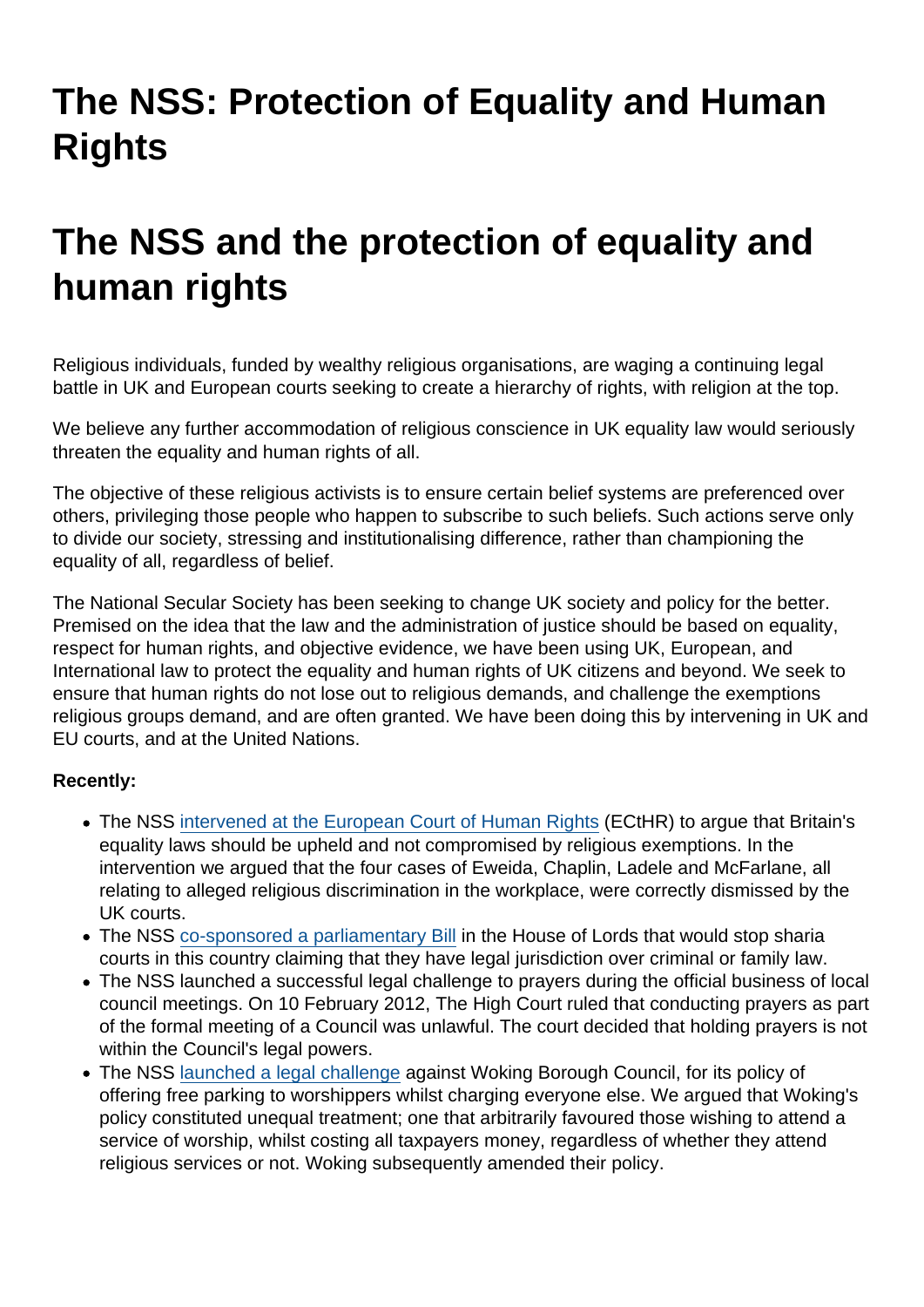# The NSS: Protection of Equality and Human Rights

# The NSS and the protection of equality and human rights

Religious individuals, funded by wealthy religious organisations, are waging a continuing legal battle in UK and European courts seeking to create a hierarchy of rights, with religion at the top.

We believe any further accommodation of religious conscience in UK equality law would seriously threaten the equality and human rights of all.

The objective of these religious activists is to ensure certain belief systems are preferenced over others, privileging those people who happen to subscribe to such beliefs. Such actions serve only to divide our society, stressing and institutionalising difference, rather than championing the equality of all, regardless of belief.

The National Secular Society has been seeking to change UK society and policy for the better. Premised on the idea that the law and the administration of justice should be based on equality, respect for human rights, and objective evidence, we have been using UK, European, and International law to protect the equality and human rights of UK citizens and beyond. We seek to ensure that human rights do not lose out to religious demands, and challenge the exemptions religious groups demand, and are often granted. We have been doing this by intervening in UK and EU courts, and at the United Nations.

**Recently:**

- The NSS intervened at the European Court of Human Rights (ECtHR) to argue that Britain's equality laws should be upheld and not compromised by religious exemptions. In the intervention we argued that the four cases of Eweida, Chaplin, Ladele and McFarlane, all relating to alleged religious discrimination in the workplace, were correctly dismissed by the UK courts.
- The NSS co-sponsored a parliamentary Bill in the House of Lords that would stop sharia courts in this country claiming that they have legal jurisdiction over criminal or family law.
- The NSS launched a successful legal challenge to prayers during the official business of local council meetings. On 10 February 2012, The High Court ruled that conducting prayers as part of the formal meeting of a Council was unlawful. The court decided that holding prayers is not within the Council's legal powers.
- The NSS launched a legal challenge against Woking Borough Council, for its policy of offering free parking to worshippers whilst charging everyone else. We argued that Woking's policy constituted unequal treatment; one that arbitrarily favoured those wishing to attend a service of worship, whilst costing all taxpayers money, regardless of whether they attend religious services or not. Woking subsequently amended their policy.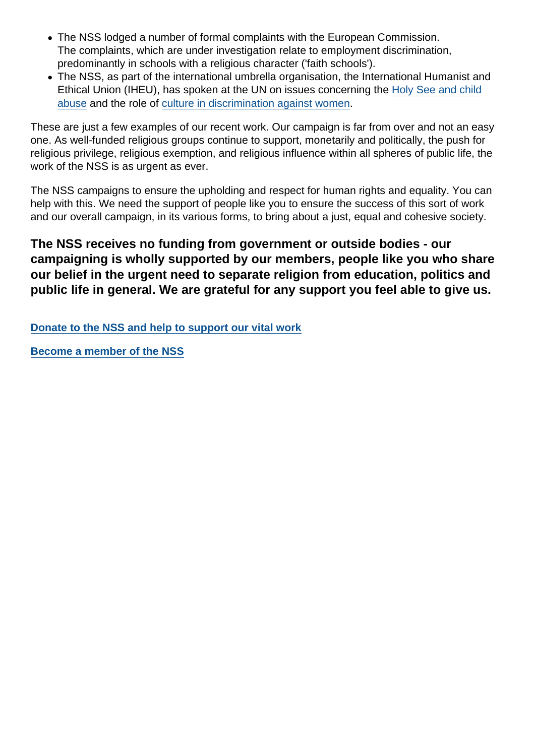- The NSS lodged a number of formal complaints with the European Commission. The complaints, which are under investigation relate to employment discrimination, predominantly in schools with a religious character ('faith schools').
- The NSS, as part of the international umbrella organisation, the International Humanist and Ethical Union (IHEU), has spoken at the UN on issues concerning the Holy See and child abuse and the role of culture in discrimination against women.

These are just a few examples of our recent work. Our campaign is far from over and not an easy one. As well-funded religious groups continue to support, monetarily and politically, the push for religious privilege, religious exemption, and religious influence within all spheres of public life, the work of the NSS is as urgent as ever.

The NSS campaigns to ensure the upholding and respect for human rights and equality. You can help with this. We need the support of people like you to ensure the success of this sort of work and our overall campaign, in its various forms, to bring about a just, equal and cohesive society.

**The NSS receives no funding from government or outside bodies - our campaigning is wholly supported by our members, people like you who share our belief in the urgent need to separate religion from education, politics and public life in general. We are grateful for any support you feel able to give us.**

**Donate to the NSS and help to support our vital work**

**Become a member of the NSS**